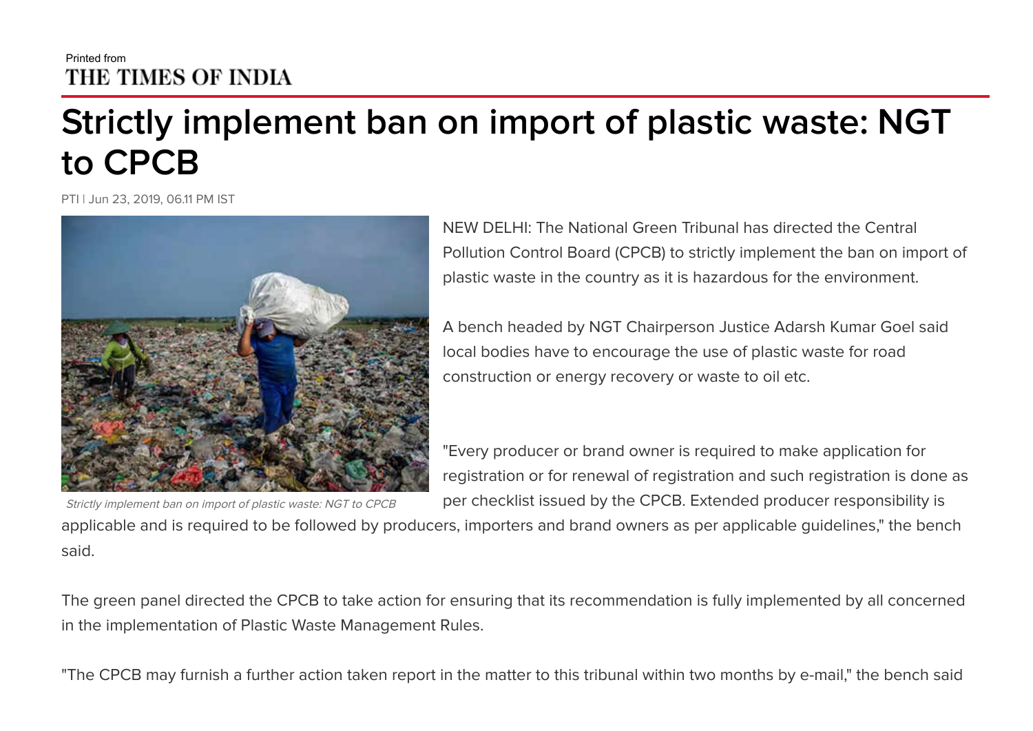Printed from
THE TIMES OF INDIA

# Strictly implement ban on import of plastic waste: NGT to CPCB

PTI | Jun 23, 2019, 06.11 PM IST

*Strictly implement ban on import of plastic waste: NGT to CPCB*

NEW DELHI: The National Green Tribunal has directed the Central Pollution Control Board (CPCB) to strictly implement the ban on import of plastic waste in the country as it is hazardous for the environment.

A bench headed by NGT Chairperson Justice Adarsh Kumar Goel said local bodies have to encourage the use of plastic waste for road construction or energy recovery or waste to oil etc.

"Every producer or brand owner is required to make application for registration or for renewal of registration and such registration is done as per checklist issued by the CPCB. Extended producer responsibility is applicable and is required to be followed by producers, importers and brand owners as per applicable guidelines," the bench said.

The green panel directed the CPCB to take action for ensuring that its recommendation is fully implemented by all concerned in the implementation of Plastic Waste Management Rules.

"The CPCB may furnish a further action taken report in the matter to this tribunal within two months by e-mail," the bench said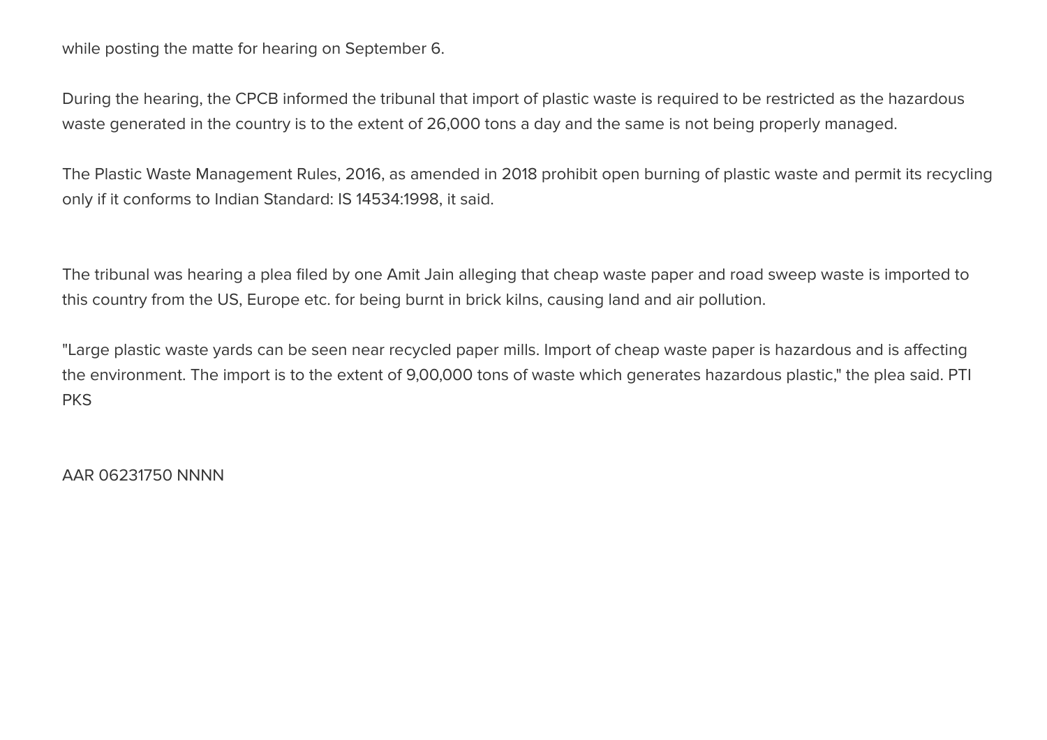while posting the matte for hearing on September 6.

During the hearing, the CPCB informed the tribunal that import of plastic waste is required to be restricted as the hazardous waste generated in the country is to the extent of 26,000 tons a day and the same is not being properly managed.

The Plastic Waste Management Rules, 2016, as amended in 2018 prohibit open burning of plastic waste and permit its recycling only if it conforms to Indian Standard: IS 14534:1998, it said.

The tribunal was hearing a plea filed by one Amit Jain alleging that cheap waste paper and road sweep waste is imported to this country from the US, Europe etc. for being burnt in brick kilns, causing land and air pollution.

"Large plastic waste yards can be seen near recycled paper mills. Import of cheap waste paper is hazardous and is affecting the environment. The import is to the extent of 9,00,000 tons of waste which generates hazardous plastic," the plea said. PTI PKS

AAR 06231750 NNNN